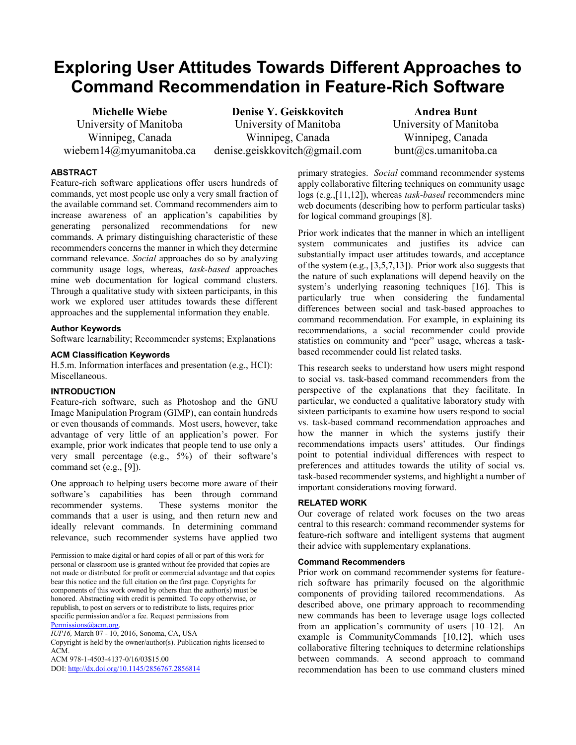# Exploring User Attitudes Towards Different Approaches to Command Recommendation in Feature-Rich Software

**Michelle Wiebe**
University of Manitoba
Winnipeg, Canada
wiebem14@myumanitoba.ca

**Denise Y. Geiskkovitch**
University of Manitoba
Winnipeg, Canada
denise.geiskkovitch@gmail.com

**Andrea Bunt**
University of Manitoba
Winnipeg, Canada
bunt@cs.umanitoba.ca

## ABSTRACT

Feature-rich software applications offer users hundreds of commands, yet most people use only a very small fraction of the available command set. Command recommenders aim to increase awareness of an application's capabilities by generating personalized recommendations for new commands. A primary distinguishing characteristic of these recommenders concerns the manner in which they determine command relevance. *Social* approaches do so by analyzing community usage logs, whereas, *task-based* approaches mine web documentation for logical command clusters. Through a qualitative study with sixteen participants, in this work we explored user attitudes towards these different approaches and the supplemental information they enable.

### Author Keywords

Software learnability; Recommender systems; Explanations

### ACM Classification Keywords

H.5.m. Information interfaces and presentation (e.g., HCI): Miscellaneous.

## INTRODUCTION

Feature-rich software, such as Photoshop and the GNU Image Manipulation Program (GIMP), can contain hundreds or even thousands of commands. Most users, however, take advantage of very little of an application's power. For example, prior work indicates that people tend to use only a very small percentage (e.g., 5%) of their software's command set (e.g., [9]).

One approach to helping users become more aware of their software's capabilities has been through command recommender systems. These systems monitor the commands that a user is using, and then return new and ideally relevant commands. In determining command relevance, such recommender systems have applied two primary strategies. *Social* command recommender systems apply collaborative filtering techniques on community usage logs (e.g.,[11,12]), whereas *task-based* recommenders mine web documents (describing how to perform particular tasks) for logical command groupings [8].

Prior work indicates that the manner in which an intelligent system communicates and justifies its advice can substantially impact user attitudes towards, and acceptance of the system (e.g., [3,5,7,13]). Prior work also suggests that the nature of such explanations will depend heavily on the system's underlying reasoning techniques [16]. This is particularly true when considering the fundamental differences between social and task-based approaches to command recommendation. For example, in explaining its recommendations, a social recommender could provide statistics on community and "peer" usage, whereas a task-based recommender could list related tasks.

This research seeks to understand how users might respond to social vs. task-based command recommenders from the perspective of the explanations that they facilitate. In particular, we conducted a qualitative laboratory study with sixteen participants to examine how users respond to social vs. task-based command recommendation approaches and how the manner in which the systems justify their recommendations impacts users' attitudes. Our findings point to potential individual differences with respect to preferences and attitudes towards the utility of social vs. task-based recommender systems, and highlight a number of important considerations moving forward.

## RELATED WORK

Our coverage of related work focuses on the two areas central to this research: command recommender systems for feature-rich software and intelligent systems that augment their advice with supplementary explanations.

### Command Recommenders

Prior work on command recommender systems for feature-rich software has primarily focused on the algorithmic components of providing tailored recommendations. As described above, one primary approach to recommending new commands has been to leverage usage logs collected from an application's community of users [10–12]. An example is CommunityCommands [10,12], which uses collaborative filtering techniques to determine relationships between commands. A second approach to command recommendation has been to use command clusters mined

Permission to make digital or hard copies of all or part of this work for personal or classroom use is granted without fee provided that copies are not made or distributed for profit or commercial advantage and that copies bear this notice and the full citation on the first page. Copyrights for components of this work owned by others than the author(s) must be honored. Abstracting with credit is permitted. To copy otherwise, or republish, to post on servers or to redistribute to lists, requires prior specific permission and/or a fee. Request permissions from Permissions@acm.org.
*IUI'16,* March 07 - 10, 2016, Sonoma, CA, USA
Copyright is held by the owner/author(s). Publication rights licensed to ACM.
ACM 978-1-4503-4137-0/16/03$15.00
DOI: http://dx.doi.org/10.1145/2856767.2856814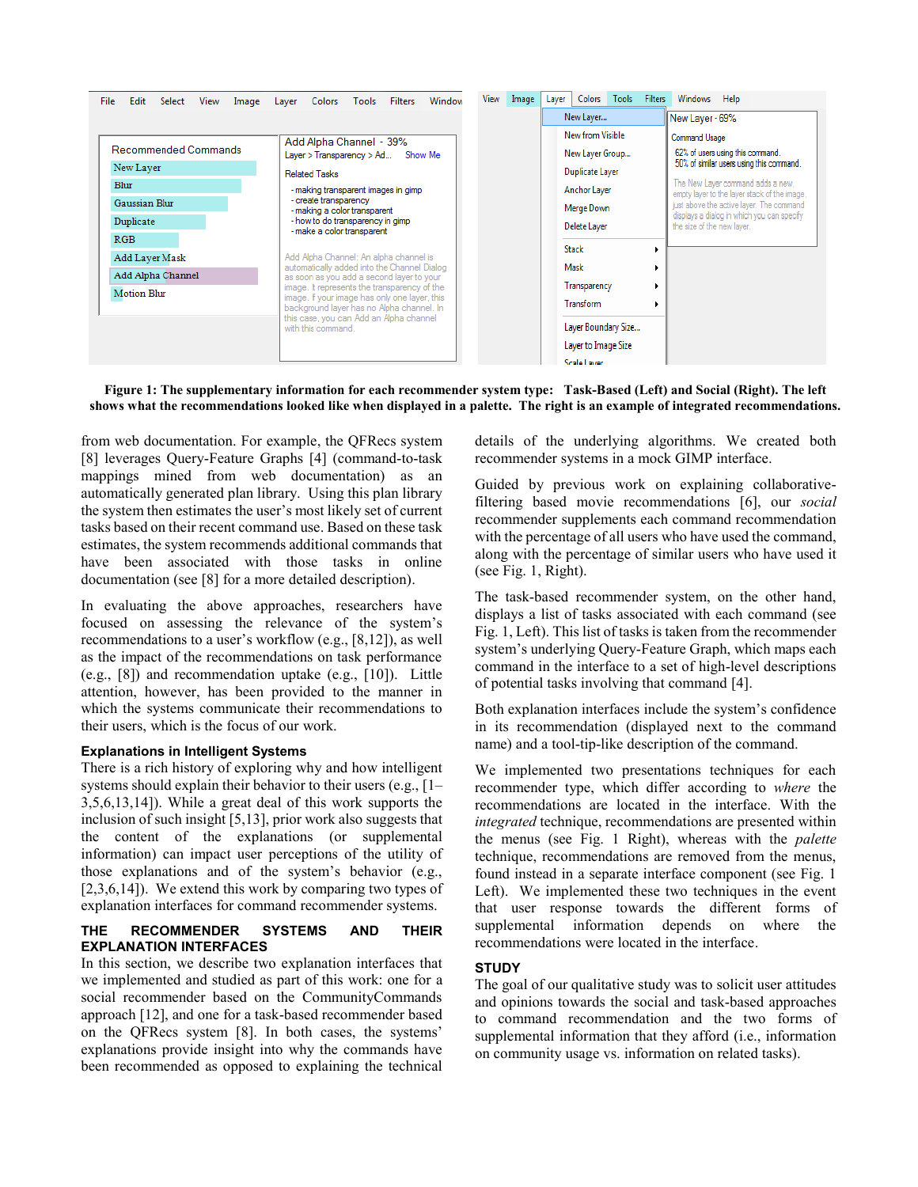**Figure 1: The supplementary information for each recommender system type: Task-Based (Left) and Social (Right). The left shows what the recommendations looked like when displayed in a palette. The right is an example of integrated recommendations.**

from web documentation. For example, the QFRecs system [8] leverages Query-Feature Graphs [4] (command-to-task mappings mined from web documentation) as an automatically generated plan library. Using this plan library the system then estimates the user's most likely set of current tasks based on their recent command use. Based on these task estimates, the system recommends additional commands that have been associated with those tasks in online documentation (see [8] for a more detailed description).

In evaluating the above approaches, researchers have focused on assessing the relevance of the system's recommendations to a user's workflow (e.g., [8,12]), as well as the impact of the recommendations on task performance (e.g., [8]) and recommendation uptake (e.g., [10]). Little attention, however, has been provided to the manner in which the systems communicate their recommendations to their users, which is the focus of our work.

### Explanations in Intelligent Systems

There is a rich history of exploring why and how intelligent systems should explain their behavior to their users (e.g., [1–3,5,6,13,14]). While a great deal of this work supports the inclusion of such insight [5,13], prior work also suggests that the content of the explanations (or supplemental information) can impact user perceptions of the utility of those explanations and of the system's behavior (e.g., [2,3,6,14]). We extend this work by comparing two types of explanation interfaces for command recommender systems.

## THE RECOMMENDER SYSTEMS AND THEIR EXPLANATION INTERFACES

In this section, we describe two explanation interfaces that we implemented and studied as part of this work: one for a social recommender based on the CommunityCommands approach [12], and one for a task-based recommender based on the QFRecs system [8]. In both cases, the systems' explanations provide insight into why the commands have been recommended as opposed to explaining the technical details of the underlying algorithms. We created both recommender systems in a mock GIMP interface.

Guided by previous work on explaining collaborative-filtering based movie recommendations [6], our *social* recommender supplements each command recommendation with the percentage of all users who have used the command, along with the percentage of similar users who have used it (see Fig. 1, Right).

The task-based recommender system, on the other hand, displays a list of tasks associated with each command (see Fig. 1, Left). This list of tasks is taken from the recommender system's underlying Query-Feature Graph, which maps each command in the interface to a set of high-level descriptions of potential tasks involving that command [4].

Both explanation interfaces include the system's confidence in its recommendation (displayed next to the command name) and a tool-tip-like description of the command.

We implemented two presentations techniques for each recommender type, which differ according to *where* the recommendations are located in the interface. With the *integrated* technique, recommendations are presented within the menus (see Fig. 1 Right), whereas with the *palette* technique, recommendations are removed from the menus, found instead in a separate interface component (see Fig. 1 Left). We implemented these two techniques in the event that user response towards the different forms of supplemental information depends on where the recommendations were located in the interface.

## STUDY

The goal of our qualitative study was to solicit user attitudes and opinions towards the social and task-based approaches to command recommendation and the two forms of supplemental information that they afford (i.e., information on community usage vs. information on related tasks).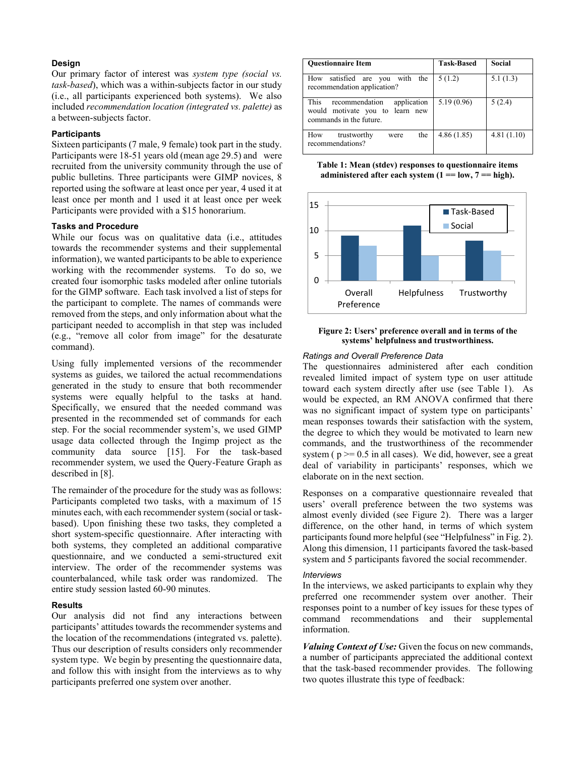### Design

Our primary factor of interest was *system type (social vs. task-based)*, which was a within-subjects factor in our study (i.e., all participants experienced both systems). We also included *recommendation location (integrated vs. palette)* as a between-subjects factor.

### Participants

Sixteen participants (7 male, 9 female) took part in the study. Participants were 18-51 years old (mean age 29.5) and were recruited from the university community through the use of public bulletins. Three participants were GIMP novices, 8 reported using the software at least once per year, 4 used it at least once per month and 1 used it at least once per week Participants were provided with a $15 honorarium.

### Tasks and Procedure

While our focus was on qualitative data (i.e., attitudes towards the recommender systems and their supplemental information), we wanted participants to be able to experience working with the recommender systems. To do so, we created four isomorphic tasks modeled after online tutorials for the GIMP software. Each task involved a list of steps for the participant to complete. The names of commands were removed from the steps, and only information about what the participant needed to accomplish in that step was included (e.g., "remove all color from image" for the desaturate command).

Using fully implemented versions of the recommender systems as guides, we tailored the actual recommendations generated in the study to ensure that both recommender systems were equally helpful to the tasks at hand. Specifically, we ensured that the needed command was presented in the recommended set of commands for each step. For the social recommender system's, we used GIMP usage data collected through the Ingimp project as the community data source [15]. For the task-based recommender system, we used the Query-Feature Graph as described in [8].

The remainder of the procedure for the study was as follows: Participants completed two tasks, with a maximum of 15 minutes each, with each recommender system (social or task-based). Upon finishing these two tasks, they completed a short system-specific questionnaire. After interacting with both systems, they completed an additional comparative questionnaire, and we conducted a semi-structured exit interview. The order of the recommender systems was counterbalanced, while task order was randomized. The entire study session lasted 60-90 minutes.

### Results

Our analysis did not find any interactions between participants' attitudes towards the recommender systems and the location of the recommendations (integrated vs. palette). Thus our description of results considers only recommender system type. We begin by presenting the questionnaire data, and follow this with insight from the interviews as to why participants preferred one system over another.

| Questionnaire Item | Task-Based | Social |
|---|---|---|
| How satisfied are you with the recommendation application? | 5 (1.2) | 5.1 (1.3) |
| This recommendation application would motivate you to learn new commands in the future. | 5.19 (0.96) | 5 (2.4) |
| How trustworthy were the recommendations? | 4.86 (1.85) | 4.81 (1.10) |

**Table 1: Mean (stdev) responses to questionnaire items administered after each system (1 == low, 7 == high).**

15
10
5
0
Task-Based
Social
Overall Preference
Helpfulness
Trustworthy

**Figure 2: Users' preference overall and in terms of the systems' helpfulness and trustworthiness.**

#### *Ratings and Overall Preference Data*

The questionnaires administered after each condition revealed limited impact of system type on user attitude toward each system directly after use (see Table 1). As would be expected, an RM ANOVA confirmed that there was no significant impact of system type on participants' mean responses towards their satisfaction with the system, the degree to which they would be motivated to learn new commands, and the trustworthiness of the recommender system ( $p >= 0.5$ in all cases). We did, however, see a great deal of variability in participants' responses, which we elaborate on in the next section.

Responses on a comparative questionnaire revealed that users' overall preference between the two systems was almost evenly divided (see Figure 2). There was a larger difference, on the other hand, in terms of which system participants found more helpful (see "Helpfulness" in Fig. 2). Along this dimension, 11 participants favored the task-based system and 5 participants favored the social recommender.

#### *Interviews*

In the interviews, we asked participants to explain why they preferred one recommender system over another. Their responses point to a number of key issues for these types of command recommendations and their supplemental information.

***Valuing Context of Use:*** Given the focus on new commands, a number of participants appreciated the additional context that the task-based recommender provides. The following two quotes illustrate this type of feedback: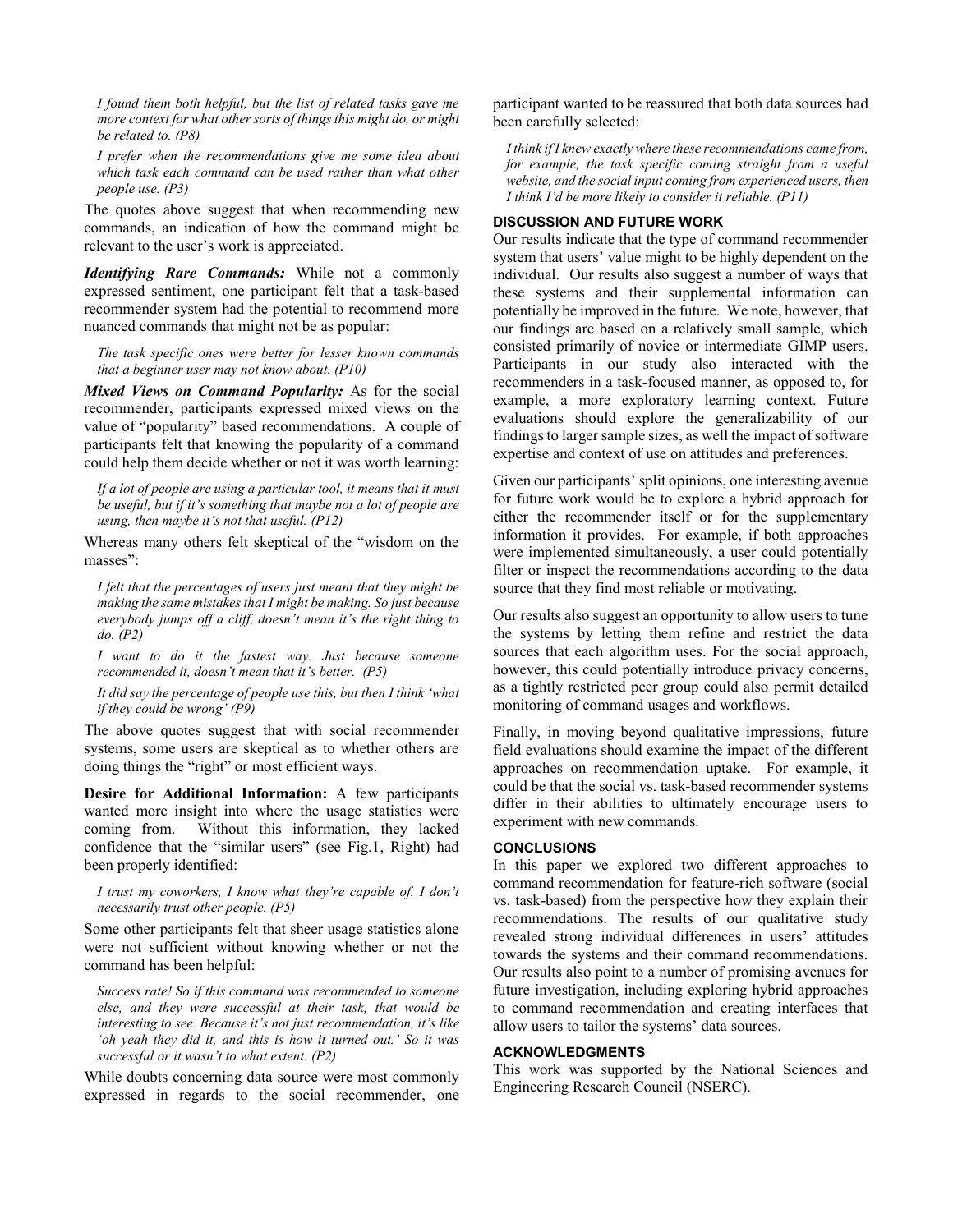*I found them both helpful, but the list of related tasks gave me more context for what other sorts of things this might do, or might be related to. (P8)*

*I prefer when the recommendations give me some idea about which task each command can be used rather than what other people use. (P3)*

The quotes above suggest that when recommending new commands, an indication of how the command might be relevant to the user's work is appreciated.

***Identifying Rare Commands:*** While not a commonly expressed sentiment, one participant felt that a task-based recommender system had the potential to recommend more nuanced commands that might not be as popular:

*The task specific ones were better for lesser known commands that a beginner user may not know about. (P10)*

***Mixed Views on Command Popularity:*** As for the social recommender, participants expressed mixed views on the value of "popularity" based recommendations. A couple of participants felt that knowing the popularity of a command could help them decide whether or not it was worth learning:

*If a lot of people are using a particular tool, it means that it must be useful, but if it's something that maybe not a lot of people are using, then maybe it's not that useful. (P12)*

Whereas many others felt skeptical of the "wisdom on the masses":

*I felt that the percentages of users just meant that they might be making the same mistakes that I might be making. So just because everybody jumps off a cliff, doesn't mean it's the right thing to do. (P2)*

*I want to do it the fastest way. Just because someone recommended it, doesn't mean that it's better. (P5)*

*It did say the percentage of people use this, but then I think 'what if they could be wrong' (P9)*

The above quotes suggest that with social recommender systems, some users are skeptical as to whether others are doing things the "right" or most efficient ways.

**Desire for Additional Information:** A few participants wanted more insight into where the usage statistics were coming from. Without this information, they lacked confidence that the "similar users" (see Fig.1, Right) had been properly identified:

*I trust my coworkers, I know what they're capable of. I don't necessarily trust other people. (P5)*

Some other participants felt that sheer usage statistics alone were not sufficient without knowing whether or not the command has been helpful:

*Success rate! So if this command was recommended to someone else, and they were successful at their task, that would be interesting to see. Because it's not just recommendation, it's like 'oh yeah they did it, and this is how it turned out.' So it was successful or it wasn't to what extent. (P2)*

While doubts concerning data source were most commonly expressed in regards to the social recommender, one participant wanted to be reassured that both data sources had been carefully selected:

*I think if I knew exactly where these recommendations came from, for example, the task specific coming straight from a useful website, and the social input coming from experienced users, then I think I'd be more likely to consider it reliable. (P11)*

## DISCUSSION AND FUTURE WORK

Our results indicate that the type of command recommender system that users' value might to be highly dependent on the individual. Our results also suggest a number of ways that these systems and their supplemental information can potentially be improved in the future. We note, however, that our findings are based on a relatively small sample, which consisted primarily of novice or intermediate GIMP users. Participants in our study also interacted with the recommenders in a task-focused manner, as opposed to, for example, a more exploratory learning context. Future evaluations should explore the generalizability of our findings to larger sample sizes, as well the impact of software expertise and context of use on attitudes and preferences.

Given our participants' split opinions, one interesting avenue for future work would be to explore a hybrid approach for either the recommender itself or for the supplementary information it provides. For example, if both approaches were implemented simultaneously, a user could potentially filter or inspect the recommendations according to the data source that they find most reliable or motivating.

Our results also suggest an opportunity to allow users to tune the systems by letting them refine and restrict the data sources that each algorithm uses. For the social approach, however, this could potentially introduce privacy concerns, as a tightly restricted peer group could also permit detailed monitoring of command usages and workflows.

Finally, in moving beyond qualitative impressions, future field evaluations should examine the impact of the different approaches on recommendation uptake. For example, it could be that the social vs. task-based recommender systems differ in their abilities to ultimately encourage users to experiment with new commands.

## CONCLUSIONS

In this paper we explored two different approaches to command recommendation for feature-rich software (social vs. task-based) from the perspective how they explain their recommendations. The results of our qualitative study revealed strong individual differences in users' attitudes towards the systems and their command recommendations. Our results also point to a number of promising avenues for future investigation, including exploring hybrid approaches to command recommendation and creating interfaces that allow users to tailor the systems' data sources.

## ACKNOWLEDGMENTS

This work was supported by the National Sciences and Engineering Research Council (NSERC).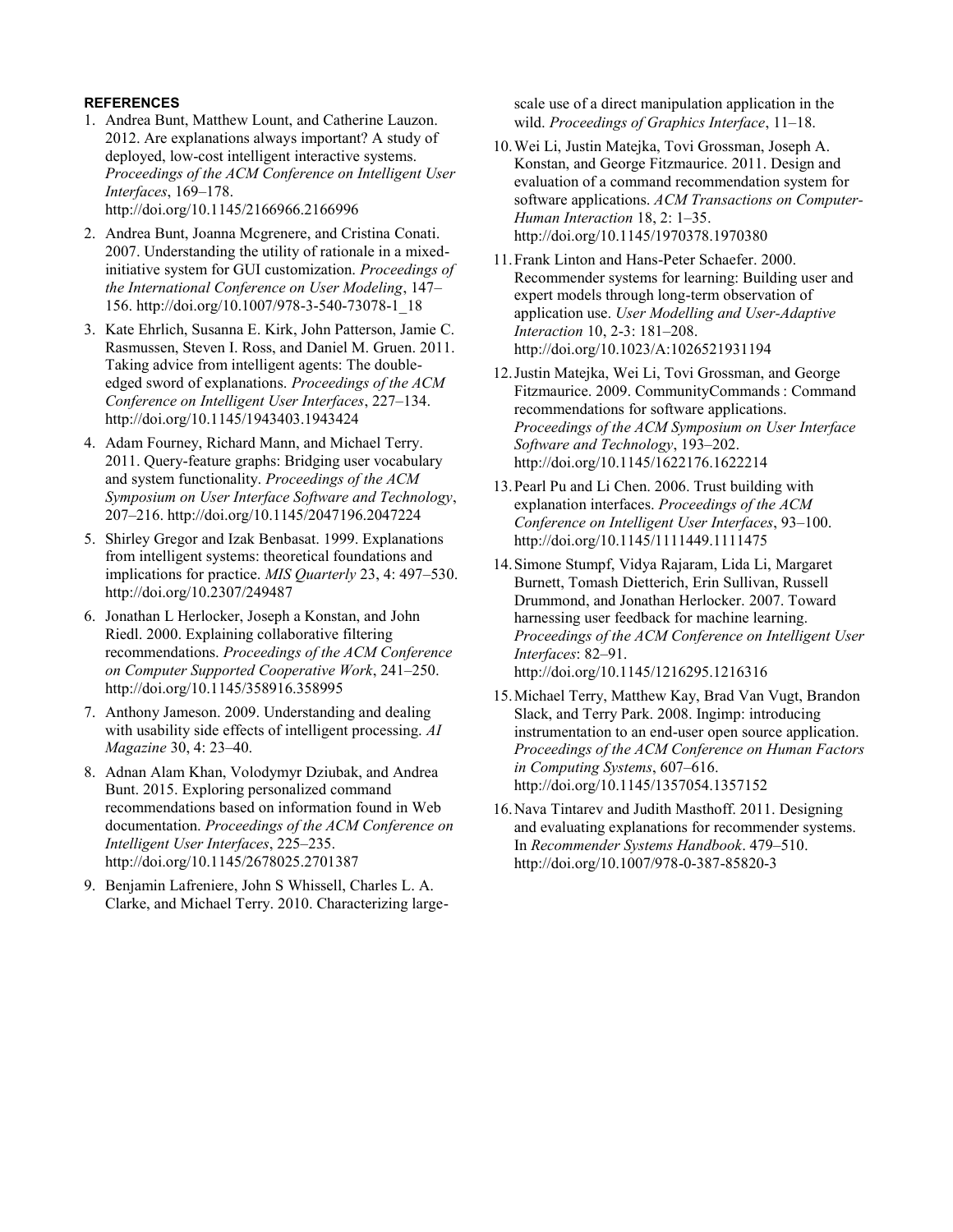## REFERENCES

1. Andrea Bunt, Matthew Lount, and Catherine Lauzon. 2012. Are explanations always important? A study of deployed, low-cost intelligent interactive systems. *Proceedings of the ACM Conference on Intelligent User Interfaces*, 169–178. http://doi.org/10.1145/2166966.2166996

2. Andrea Bunt, Joanna Mcgrenere, and Cristina Conati. 2007. Understanding the utility of rationale in a mixed-initiative system for GUI customization. *Proceedings of the International Conference on User Modeling*, 147–156. http://doi.org/10.1007/978-3-540-73078-1_18

3. Kate Ehrlich, Susanna E. Kirk, John Patterson, Jamie C. Rasmussen, Steven I. Ross, and Daniel M. Gruen. 2011. Taking advice from intelligent agents: The double-edged sword of explanations. *Proceedings of the ACM Conference on Intelligent User Interfaces*, 227–134. http://doi.org/10.1145/1943403.1943424

4. Adam Fourney, Richard Mann, and Michael Terry. 2011. Query-feature graphs: Bridging user vocabulary and system functionality. *Proceedings of the ACM Symposium on User Interface Software and Technology*, 207–216. http://doi.org/10.1145/2047196.2047224

5. Shirley Gregor and Izak Benbasat. 1999. Explanations from intelligent systems: theoretical foundations and implications for practice. *MIS Quarterly* 23, 4: 497–530. http://doi.org/10.2307/249487

6. Jonathan L Herlocker, Joseph a Konstan, and John Riedl. 2000. Explaining collaborative filtering recommendations. *Proceedings of the ACM Conference on Computer Supported Cooperative Work*, 241–250. http://doi.org/10.1145/358916.358995

7. Anthony Jameson. 2009. Understanding and dealing with usability side effects of intelligent processing. *AI Magazine* 30, 4: 23–40.

8. Adnan Alam Khan, Volodymyr Dziubak, and Andrea Bunt. 2015. Exploring personalized command recommendations based on information found in Web documentation. *Proceedings of the ACM Conference on Intelligent User Interfaces*, 225–235. http://doi.org/10.1145/2678025.2701387

9. Benjamin Lafreniere, John S Whissell, Charles L. A. Clarke, and Michael Terry. 2010. Characterizing large-scale use of a direct manipulation application in the wild. *Proceedings of Graphics Interface*, 11–18.

10. Wei Li, Justin Matejka, Tovi Grossman, Joseph A. Konstan, and George Fitzmaurice. 2011. Design and evaluation of a command recommendation system for software applications. *ACM Transactions on Computer-Human Interaction* 18, 2: 1–35. http://doi.org/10.1145/1970378.1970380

11. Frank Linton and Hans-Peter Schaefer. 2000. Recommender systems for learning: Building user and expert models through long-term observation of application use. *User Modelling and User-Adaptive Interaction* 10, 2-3: 181–208. http://doi.org/10.1023/A:1026521931194

12. Justin Matejka, Wei Li, Tovi Grossman, and George Fitzmaurice. 2009. CommunityCommands : Command recommendations for software applications. *Proceedings of the ACM Symposium on User Interface Software and Technology*, 193–202. http://doi.org/10.1145/1622176.1622214

13. Pearl Pu and Li Chen. 2006. Trust building with explanation interfaces. *Proceedings of the ACM Conference on Intelligent User Interfaces*, 93–100. http://doi.org/10.1145/1111449.1111475

14. Simone Stumpf, Vidya Rajaram, Lida Li, Margaret Burnett, Tomash Dietterich, Erin Sullivan, Russell Drummond, and Jonathan Herlocker. 2007. Toward harnessing user feedback for machine learning. *Proceedings of the ACM Conference on Intelligent User Interfaces*: 82–91. http://doi.org/10.1145/1216295.1216316

15. Michael Terry, Matthew Kay, Brad Van Vugt, Brandon Slack, and Terry Park. 2008. Ingimp: introducing instrumentation to an end-user open source application. *Proceedings of the ACM Conference on Human Factors in Computing Systems*, 607–616. http://doi.org/10.1145/1357054.1357152

16. Nava Tintarev and Judith Masthoff. 2011. Designing and evaluating explanations for recommender systems. In *Recommender Systems Handbook*. 479–510. http://doi.org/10.1007/978-0-387-85820-3